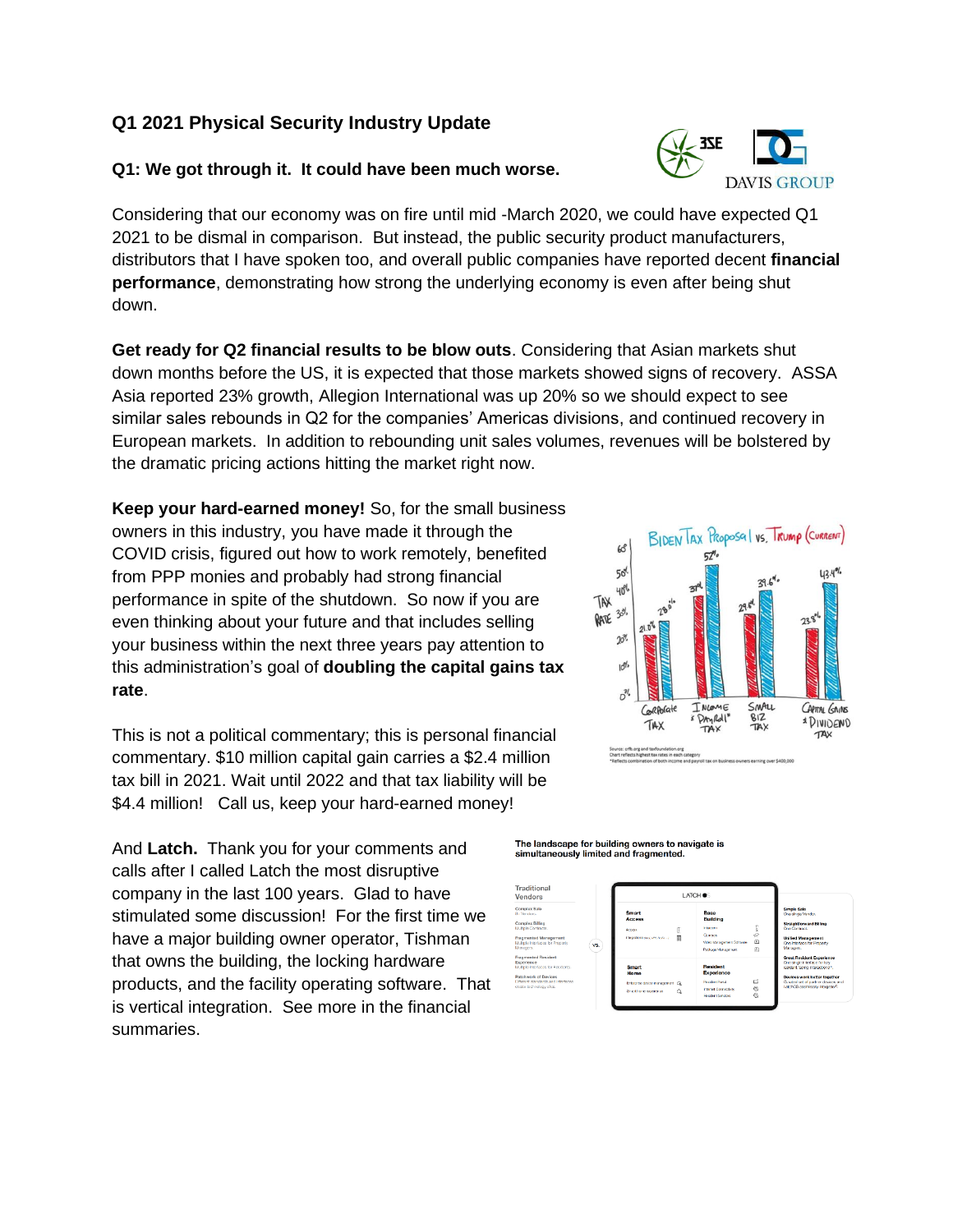# Q1 2021 Physical Security Industry Update

## Q1: We got through it. It could have been much worse.

Considering that our economy was on fire until mid -March 2020, we could have expected Q1 2021 to be dismal in comparison. But instead, the public security product manufacturers, distributors that I have spoken too, and overall public companies have reported decent **financial performance**, demonstrating how strong the underlying economy is even after being shut down.

**Get ready for Q2 financial results to be blow outs**. Considering that Asian markets shut down months before the US, it is expected that those markets showed signs of recovery. ASSA Asia reported 23% growth, Allegion International was up 20% so we should expect to see similar sales rebounds in Q2 for the companies' Americas divisions, and continued recovery in European markets. In addition to rebounding unit sales volumes, revenues will be bolstered by the dramatic pricing actions hitting the market right now.

**Keep your hard-earned money!** So, for the small business owners in this industry, you have made it through the COVID crisis, figured out how to work remotely, benefited from PPP monies and probably had strong financial performance in spite of the shutdown. So now if you are even thinking about your future and that includes selling your business within the next three years pay attention to this administration's goal of **doubling the capital gains tax rate**.

This is not a political commentary; this is personal financial commentary. $10 million capital gain carries a $2.4 million tax bill in 2021. Wait until 2022 and that tax liability will be $4.4 million! Call us, keep your hard-earned money!

And **Latch.** Thank you for your comments and calls after I called Latch the most disruptive company in the last 100 years. Glad to have stimulated some discussion! For the first time we have a major building owner operator, Tishman that owns the building, the locking hardware products, and the facility operating software. That is vertical integration. See more in the financial summaries.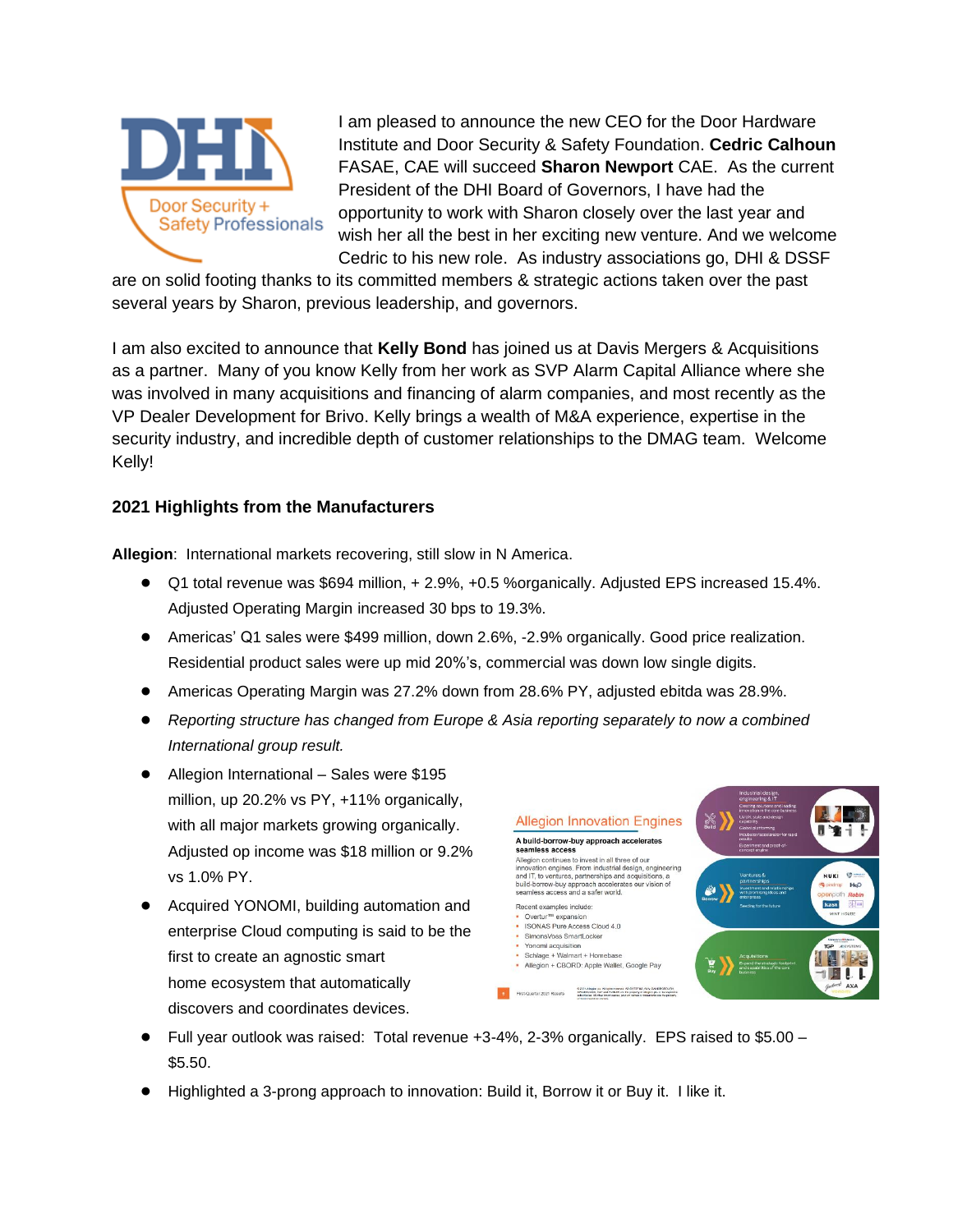I am pleased to announce the new CEO for the Door Hardware Institute and Door Security & Safety Foundation. **Cedric Calhoun** FASAE, CAE will succeed **Sharon Newport** CAE. As the current President of the DHI Board of Governors, I have had the opportunity to work with Sharon closely over the last year and wish her all the best in her exciting new venture. And we welcome Cedric to his new role. As industry associations go, DHI & DSSF are on solid footing thanks to its committed members & strategic actions taken over the past several years by Sharon, previous leadership, and governors.

I am also excited to announce that **Kelly Bond** has joined us at Davis Mergers & Acquisitions as a partner. Many of you know Kelly from her work as SVP Alarm Capital Alliance where she was involved in many acquisitions and financing of alarm companies, and most recently as the VP Dealer Development for Brivo. Kelly brings a wealth of M&A experience, expertise in the security industry, and incredible depth of customer relationships to the DMAG team. Welcome Kelly!

**2021 Highlights from the Manufacturers**

**Allegion**: International markets recovering, still slow in N America.

- Q1 total revenue was $694 million, + 2.9%, +0.5 %organically. Adjusted EPS increased 15.4%. Adjusted Operating Margin increased 30 bps to 19.3%.
- Americas' Q1 sales were $499 million, down 2.6%, -2.9% organically. Good price realization. Residential product sales were up mid 20%'s, commercial was down low single digits.
- Americas Operating Margin was 27.2% down from 28.6% PY, adjusted ebitda was 28.9%.
- *Reporting structure has changed from Europe & Asia reporting separately to now a combined International group result.*
- Allegion International – Sales were $195 million, up 20.2% vs PY, +11% organically, with all major markets growing organically. Adjusted op income was $18 million or 9.2% vs 1.0% PY.
- Acquired YONOMI, building automation and enterprise Cloud computing is said to be the first to create an agnostic smart home ecosystem that automatically discovers and coordinates devices.
- Full year outlook was raised: Total revenue +3-4%, 2-3% organically. EPS raised to $5.00 – $5.50.
- Highlighted a 3-prong approach to innovation: Build it, Borrow it or Buy it. I like it.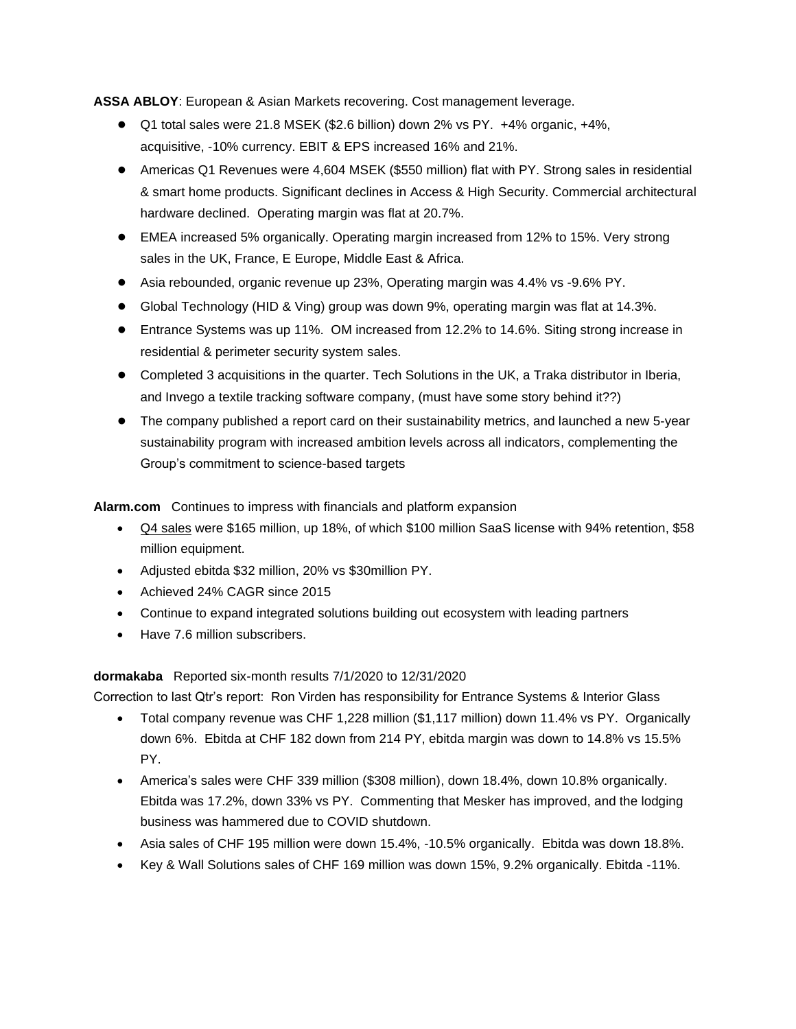**ASSA ABLOY**: European & Asian Markets recovering. Cost management leverage.

- Q1 total sales were 21.8 MSEK ($2.6 billion) down 2% vs PY. +4% organic, +4%, acquisitive, -10% currency. EBIT & EPS increased 16% and 21%.
- Americas Q1 Revenues were 4,604 MSEK ($550 million) flat with PY. Strong sales in residential & smart home products. Significant declines in Access & High Security. Commercial architectural hardware declined. Operating margin was flat at 20.7%.
- EMEA increased 5% organically. Operating margin increased from 12% to 15%. Very strong sales in the UK, France, E Europe, Middle East & Africa.
- Asia rebounded, organic revenue up 23%, Operating margin was 4.4% vs -9.6% PY.
- Global Technology (HID & Ving) group was down 9%, operating margin was flat at 14.3%.
- Entrance Systems was up 11%. OM increased from 12.2% to 14.6%. Siting strong increase in residential & perimeter security system sales.
- Completed 3 acquisitions in the quarter. Tech Solutions in the UK, a Traka distributor in Iberia, and Invego a textile tracking software company, (must have some story behind it??)
- The company published a report card on their sustainability metrics, and launched a new 5-year sustainability program with increased ambition levels across all indicators, complementing the Group's commitment to science-based targets

**Alarm.com** Continues to impress with financials and platform expansion

- Q4 sales were $165 million, up 18%, of which $100 million SaaS license with 94% retention, $58 million equipment.
- Adjusted ebitda $32 million, 20% vs $30million PY.
- Achieved 24% CAGR since 2015
- Continue to expand integrated solutions building out ecosystem with leading partners
- Have 7.6 million subscribers.

**dormakaba** Reported six-month results 7/1/2020 to 12/31/2020

Correction to last Qtr's report: Ron Virden has responsibility for Entrance Systems & Interior Glass

- Total company revenue was CHF 1,228 million ($1,117 million) down 11.4% vs PY. Organically down 6%. Ebitda at CHF 182 down from 214 PY, ebitda margin was down to 14.8% vs 15.5% PY.
- America's sales were CHF 339 million ($308 million), down 18.4%, down 10.8% organically. Ebitda was 17.2%, down 33% vs PY. Commenting that Mesker has improved, and the lodging business was hammered due to COVID shutdown.
- Asia sales of CHF 195 million were down 15.4%, -10.5% organically. Ebitda was down 18.8%.
- Key & Wall Solutions sales of CHF 169 million was down 15%, 9.2% organically. Ebitda -11%.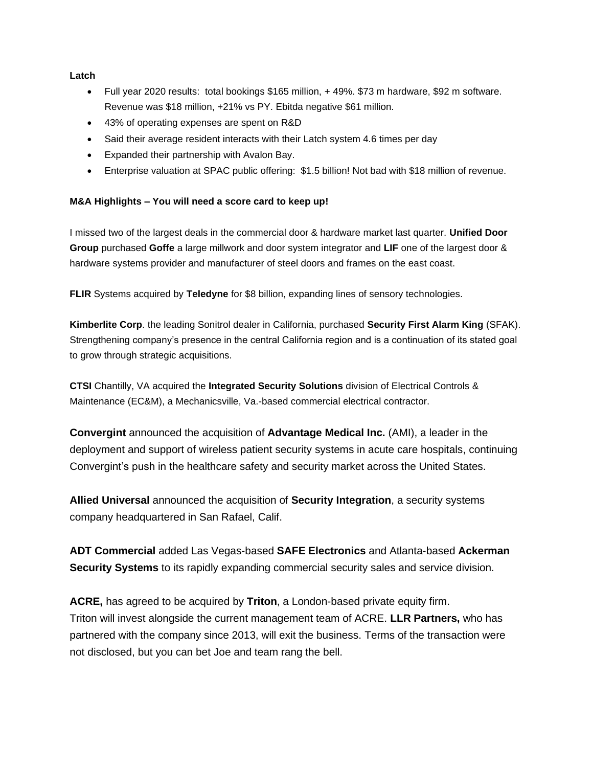**Latch**

- Full year 2020 results: total bookings $165 million, + 49%. $73 m hardware, $92 m software. Revenue was $18 million, +21% vs PY. Ebitda negative $61 million.
- 43% of operating expenses are spent on R&D
- Said their average resident interacts with their Latch system 4.6 times per day
- Expanded their partnership with Avalon Bay.
- Enterprise valuation at SPAC public offering: $1.5 billion! Not bad with $18 million of revenue.

**M&A Highlights – You will need a score card to keep up!**

I missed two of the largest deals in the commercial door & hardware market last quarter. **Unified Door Group** purchased **Goffe** a large millwork and door system integrator and **LIF** one of the largest door & hardware systems provider and manufacturer of steel doors and frames on the east coast.

**FLIR** Systems acquired by **Teledyne** for $8 billion, expanding lines of sensory technologies.

**Kimberlite Corp**. the leading Sonitrol dealer in California, purchased **Security First Alarm King** (SFAK). Strengthening company's presence in the central California region and is a continuation of its stated goal to grow through strategic acquisitions.

**CTSI** Chantilly, VA acquired the **Integrated Security Solutions** division of Electrical Controls & Maintenance (EC&M), a Mechanicsville, Va.-based commercial electrical contractor.

**Convergint** announced the acquisition of **Advantage Medical Inc.** (AMI), a leader in the deployment and support of wireless patient security systems in acute care hospitals, continuing Convergint's push in the healthcare safety and security market across the United States.

**Allied Universal** announced the acquisition of **Security Integration**, a security systems company headquartered in San Rafael, Calif.

**ADT Commercial** added Las Vegas-based **SAFE Electronics** and Atlanta-based **Ackerman Security Systems** to its rapidly expanding commercial security sales and service division.

**ACRE,** has agreed to be acquired by **Triton**, a London-based private equity firm. Triton will invest alongside the current management team of ACRE. **LLR Partners,** who has partnered with the company since 2013, will exit the business. Terms of the transaction were not disclosed, but you can bet Joe and team rang the bell.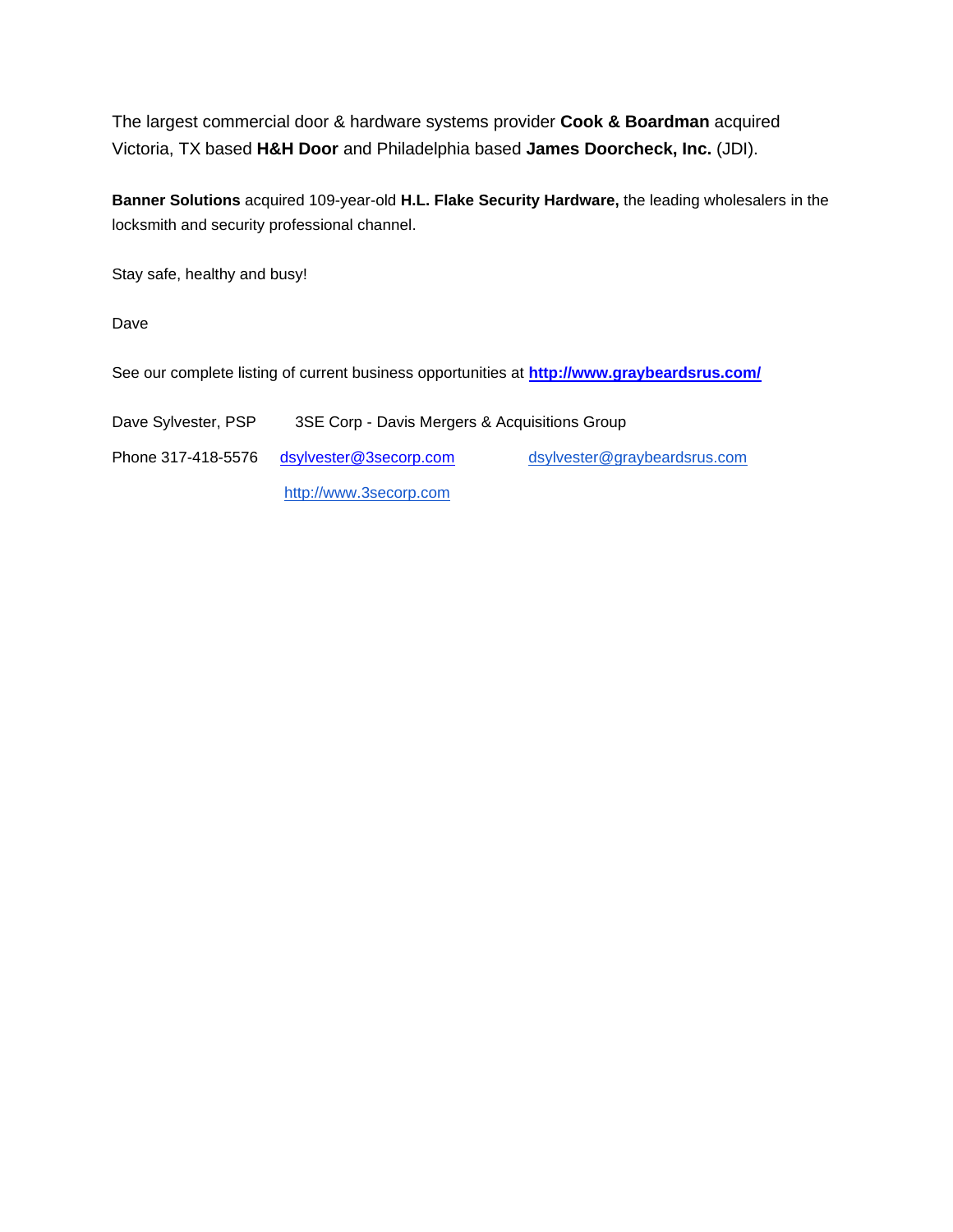The largest commercial door & hardware systems provider **Cook & Boardman** acquired Victoria, TX based **H&H Door** and Philadelphia based **James Doorcheck, Inc.** (JDI).

**Banner Solutions** acquired 109-year-old **H.L. Flake Security Hardware,** the leading wholesalers in the locksmith and security professional channel.

Stay safe, healthy and busy!

Dave

See our complete listing of current business opportunities at **http://www.graybeardsrus.com/**

Dave Sylvester, PSP 3SE Corp - Davis Mergers & Acquisitions Group

Phone 317-418-5576 dsylvester@3secorp.com dsylvester@graybeardsrus.com

http://www.3secorp.com